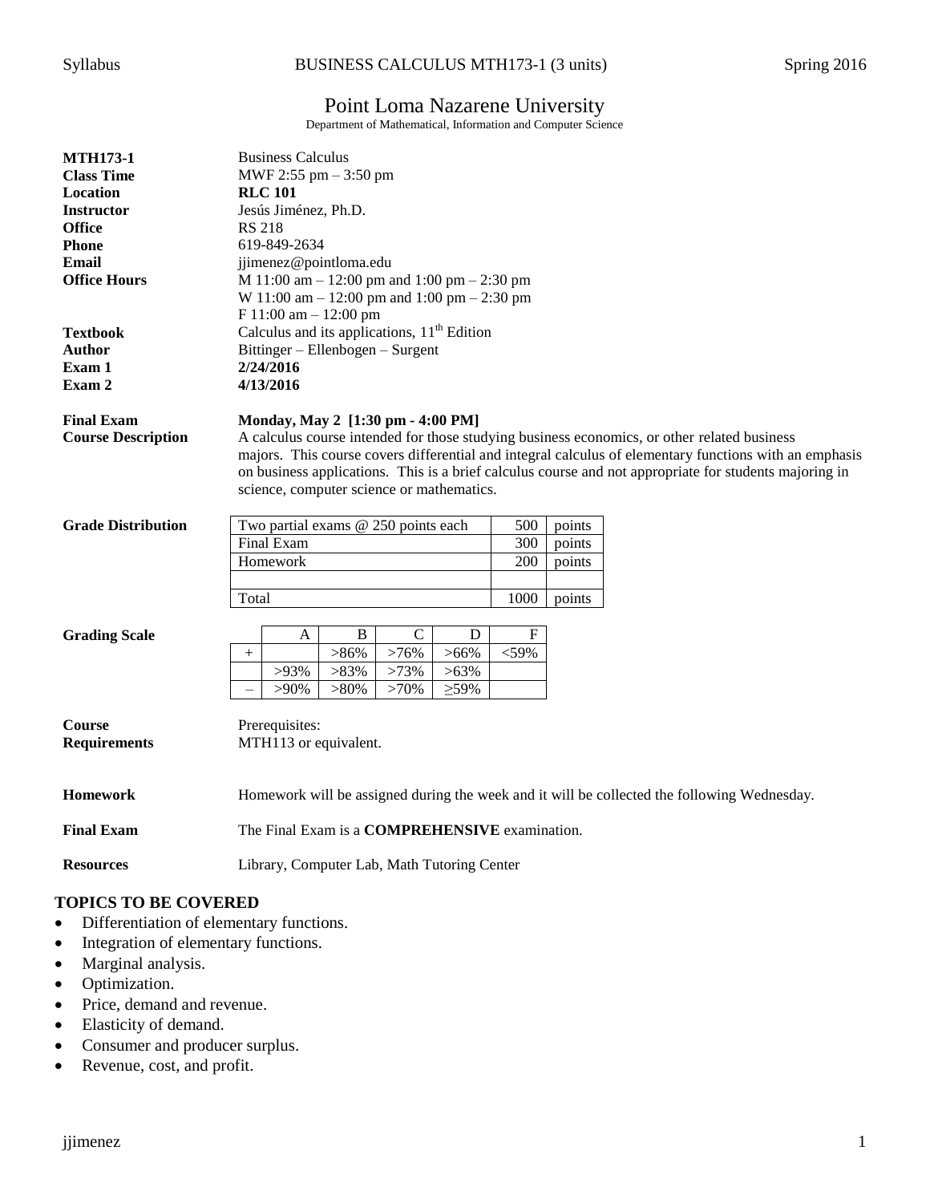Syllabus BUSINESS CALCULUS MTH173-1 (3 units) Spring 2016

# Point Loma Nazarene University

Department of Mathematical, Information and Computer Science

| | |
|---|---|
| **MTH173-1** | Business Calculus |
| **Class Time** | MWF 2:55 pm – 3:50 pm |
| **Location** | **RLC 101** |
| **Instructor** | Jesús Jiménez, Ph.D. |
| **Office** | RS 218 |
| **Phone** | 619-849-2634 |
| **Email** | jjimenez@pointloma.edu |
| **Office Hours** | M 11:00 am – 12:00 pm and 1:00 pm – 2:30 pm<br>W 11:00 am – 12:00 pm and 1:00 pm – 2:30 pm<br>F 11:00 am – 12:00 pm |
| **Textbook** | Calculus and its applications, 11th Edition |
| **Author** | Bittinger – Ellenbogen – Surgent |
| **Exam 1** | **2/24/2016** |
| **Exam 2** | **4/13/2016** |
| **Final Exam** | **Monday, May 2 [1:30 pm - 4:00 PM]** |
| **Course Description** | A calculus course intended for those studying business economics, or other related business majors. This course covers differential and integral calculus of elementary functions with an emphasis on business applications. This is a brief calculus course and not appropriate for students majoring in science, computer science or mathematics. |

**Grade Distribution**

| Item | Points | |
|---|---|---|
| Two partial exams @ 250 points each | 500 | points |
| Final Exam | 300 | points |
| Homework | 200 | points |
| | | |
| Total | 1000 | points |

**Grading Scale**

| | A | B | C | D | F |
|---|---|---|---|---|---|
| + | | >86% | >76% | >66% | <59% |
| | >93% | >83% | >73% | >63% | |
| – | >90% | >80% | >70% | ≥59% | |

**Course Requirements** Prerequisites:
MTH113 or equivalent.

**Homework** Homework will be assigned during the week and it will be collected the following Wednesday.

**Final Exam** The Final Exam is a **COMPREHENSIVE** examination.

**Resources** Library, Computer Lab, Math Tutoring Center

## TOPICS TO BE COVERED

- Differentiation of elementary functions.
- Integration of elementary functions.
- Marginal analysis.
- Optimization.
- Price, demand and revenue.
- Elasticity of demand.
- Consumer and producer surplus.
- Revenue, cost, and profit.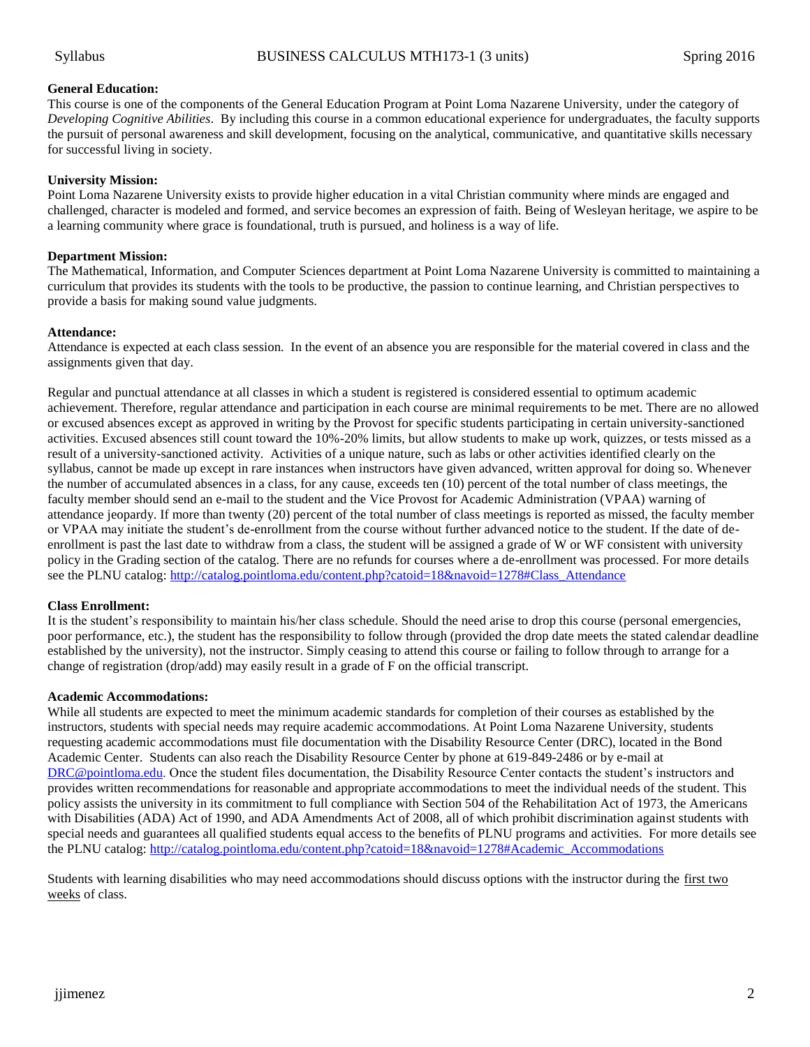**General Education:**
This course is one of the components of the General Education Program at Point Loma Nazarene University, under the category of *Developing Cognitive Abilities*. By including this course in a common educational experience for undergraduates, the faculty supports the pursuit of personal awareness and skill development, focusing on the analytical, communicative, and quantitative skills necessary for successful living in society.

**University Mission:**
Point Loma Nazarene University exists to provide higher education in a vital Christian community where minds are engaged and challenged, character is modeled and formed, and service becomes an expression of faith. Being of Wesleyan heritage, we aspire to be a learning community where grace is foundational, truth is pursued, and holiness is a way of life.

**Department Mission:**
The Mathematical, Information, and Computer Sciences department at Point Loma Nazarene University is committed to maintaining a curriculum that provides its students with the tools to be productive, the passion to continue learning, and Christian perspectives to provide a basis for making sound value judgments.

**Attendance:**
Attendance is expected at each class session. In the event of an absence you are responsible for the material covered in class and the assignments given that day.

Regular and punctual attendance at all classes in which a student is registered is considered essential to optimum academic achievement. Therefore, regular attendance and participation in each course are minimal requirements to be met. There are no allowed or excused absences except as approved in writing by the Provost for specific students participating in certain university-sanctioned activities. Excused absences still count toward the 10%-20% limits, but allow students to make up work, quizzes, or tests missed as a result of a university-sanctioned activity. Activities of a unique nature, such as labs or other activities identified clearly on the syllabus, cannot be made up except in rare instances when instructors have given advanced, written approval for doing so. Whenever the number of accumulated absences in a class, for any cause, exceeds ten (10) percent of the total number of class meetings, the faculty member should send an e-mail to the student and the Vice Provost for Academic Administration (VPAA) warning of attendance jeopardy. If more than twenty (20) percent of the total number of class meetings is reported as missed, the faculty member or VPAA may initiate the student's de-enrollment from the course without further advanced notice to the student. If the date of de-enrollment is past the last date to withdraw from a class, the student will be assigned a grade of W or WF consistent with university policy in the Grading section of the catalog. There are no refunds for courses where a de-enrollment was processed. For more details see the PLNU catalog: http://catalog.pointloma.edu/content.php?catoid=18&navoid=1278#Class_Attendance

**Class Enrollment:**
It is the student's responsibility to maintain his/her class schedule. Should the need arise to drop this course (personal emergencies, poor performance, etc.), the student has the responsibility to follow through (provided the drop date meets the stated calendar deadline established by the university), not the instructor. Simply ceasing to attend this course or failing to follow through to arrange for a change of registration (drop/add) may easily result in a grade of F on the official transcript.

**Academic Accommodations:**
While all students are expected to meet the minimum academic standards for completion of their courses as established by the instructors, students with special needs may require academic accommodations. At Point Loma Nazarene University, students requesting academic accommodations must file documentation with the Disability Resource Center (DRC), located in the Bond Academic Center. Students can also reach the Disability Resource Center by phone at 619-849-2486 or by e-mail at DRC@pointloma.edu. Once the student files documentation, the Disability Resource Center contacts the student's instructors and provides written recommendations for reasonable and appropriate accommodations to meet the individual needs of the student. This policy assists the university in its commitment to full compliance with Section 504 of the Rehabilitation Act of 1973, the Americans with Disabilities (ADA) Act of 1990, and ADA Amendments Act of 2008, all of which prohibit discrimination against students with special needs and guarantees all qualified students equal access to the benefits of PLNU programs and activities. For more details see the PLNU catalog: http://catalog.pointloma.edu/content.php?catoid=18&navoid=1278#Academic_Accommodations

Students with learning disabilities who may need accommodations should discuss options with the instructor during the first two weeks of class.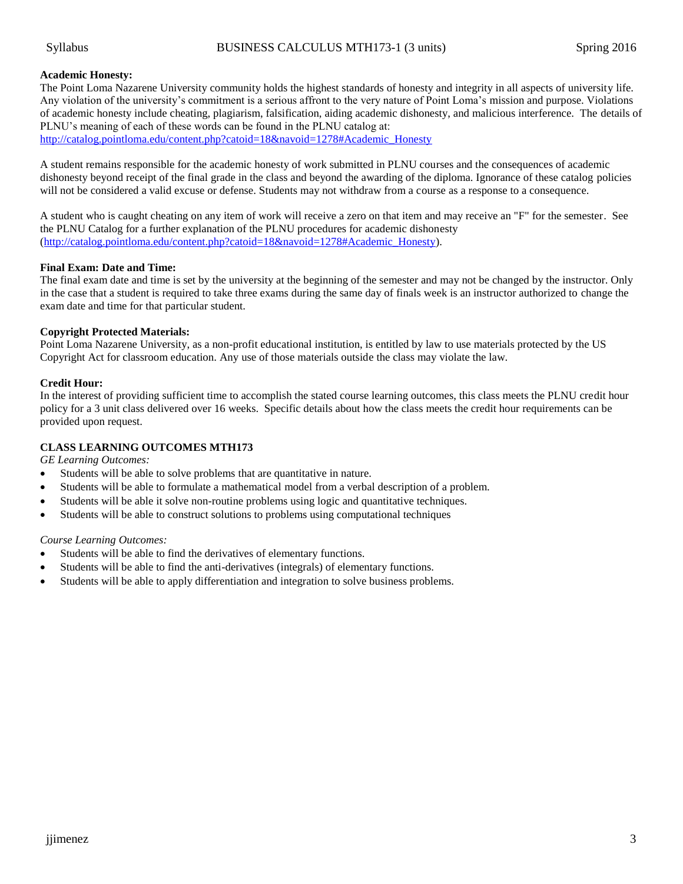**Academic Honesty:**

The Point Loma Nazarene University community holds the highest standards of honesty and integrity in all aspects of university life. Any violation of the university's commitment is a serious affront to the very nature of Point Loma's mission and purpose. Violations of academic honesty include cheating, plagiarism, falsification, aiding academic dishonesty, and malicious interference. The details of PLNU's meaning of each of these words can be found in the PLNU catalog at: http://catalog.pointloma.edu/content.php?catoid=18&navoid=1278#Academic_Honesty

A student remains responsible for the academic honesty of work submitted in PLNU courses and the consequences of academic dishonesty beyond receipt of the final grade in the class and beyond the awarding of the diploma. Ignorance of these catalog policies will not be considered a valid excuse or defense. Students may not withdraw from a course as a response to a consequence.

A student who is caught cheating on any item of work will receive a zero on that item and may receive an "F" for the semester. See the PLNU Catalog for a further explanation of the PLNU procedures for academic dishonesty (http://catalog.pointloma.edu/content.php?catoid=18&navoid=1278#Academic_Honesty).

**Final Exam: Date and Time:**

The final exam date and time is set by the university at the beginning of the semester and may not be changed by the instructor. Only in the case that a student is required to take three exams during the same day of finals week is an instructor authorized to change the exam date and time for that particular student.

**Copyright Protected Materials:**

Point Loma Nazarene University, as a non-profit educational institution, is entitled by law to use materials protected by the US Copyright Act for classroom education. Any use of those materials outside the class may violate the law.

**Credit Hour:**

In the interest of providing sufficient time to accomplish the stated course learning outcomes, this class meets the PLNU credit hour policy for a 3 unit class delivered over 16 weeks. Specific details about how the class meets the credit hour requirements can be provided upon request.

**CLASS LEARNING OUTCOMES MTH173**

*GE Learning Outcomes:*

- Students will be able to solve problems that are quantitative in nature.
- Students will be able to formulate a mathematical model from a verbal description of a problem.
- Students will be able it solve non-routine problems using logic and quantitative techniques.
- Students will be able to construct solutions to problems using computational techniques

*Course Learning Outcomes:*

- Students will be able to find the derivatives of elementary functions.
- Students will be able to find the anti-derivatives (integrals) of elementary functions.
- Students will be able to apply differentiation and integration to solve business problems.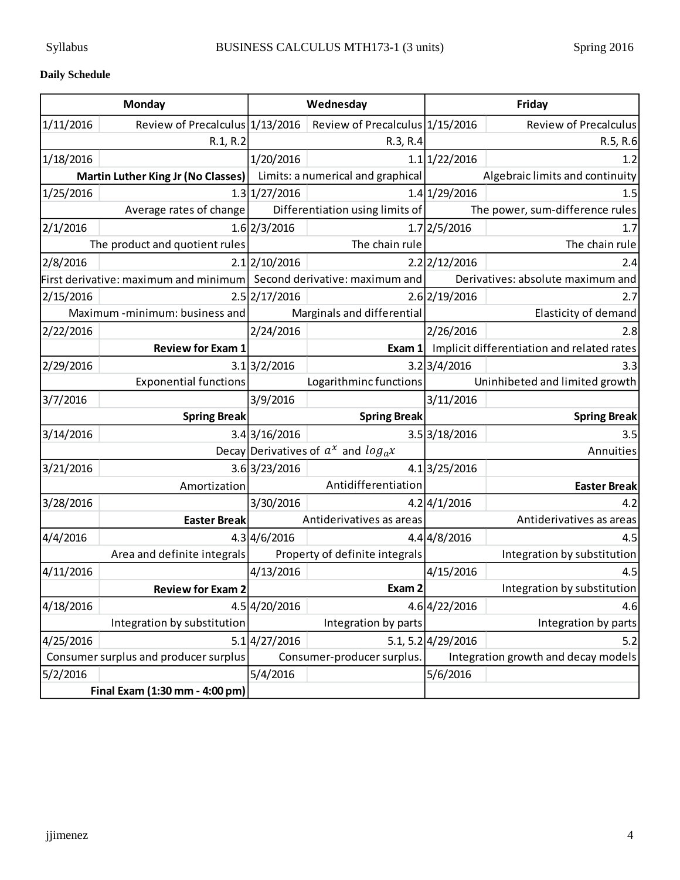**Daily Schedule**

| Monday | | Wednesday | | Friday | |
|---|---|---|---|---|---|
| 1/11/2016 | Review of Precalculus | 1/13/2016 | Review of Precalculus | 1/15/2016 | Review of Precalculus |
| | R.1, R.2 | | R.3, R.4 | | R.5, R.6 |
| 1/18/2016 | | 1/20/2016 | 1.1 | 1/22/2016 | 1.2 |
| | **Martin Luther King Jr (No Classes)** | | Limits: a numerical and graphical | | Algebraic limits and continuity |
| 1/25/2016 | 1.3 | 1/27/2016 | 1.4 | 1/29/2016 | 1.5 |
| | Average rates of change | | Differentiation using limits of | | The power, sum-difference rules |
| 2/1/2016 | 1.6 | 2/3/2016 | 1.7 | 2/5/2016 | 1.7 |
| | The product and quotient rules | | The chain rule | | The chain rule |
| 2/8/2016 | 2.1 | 2/10/2016 | 2.2 | 2/12/2016 | 2.4 |
| | First derivative: maximum and minimum | | Second derivative: maximum and | | Derivatives: absolute maximum and |
| 2/15/2016 | 2.5 | 2/17/2016 | 2.6 | 2/19/2016 | 2.7 |
| | Maximum -minimum: business and | | Marginals and differential | | Elasticity of demand |
| 2/22/2016 | | 2/24/2016 | | 2/26/2016 | 2.8 |
| | **Review for Exam 1** | | **Exam 1** | | Implicit differentiation and related rates |
| 2/29/2016 | 3.1 | 3/2/2016 | 3.2 | 3/4/2016 | 3.3 |
| | Exponential functions | | Logarithminc functions | | Uninhibeted and limited growth |
| 3/7/2016 | | 3/9/2016 | | 3/11/2016 | |
| | **Spring Break** | | **Spring Break** | | **Spring Break** |
| 3/14/2016 | 3.4 | 3/16/2016 | 3.5 | 3/18/2016 | 3.5 |
| | Decay | | Derivatives of $a^x$ and $log_a x$ | | Annuities |
| 3/21/2016 | 3.6 | 3/23/2016 | 4.1 | 3/25/2016 | |
| | Amortization | | Antidifferentiation | | **Easter Break** |
| 3/28/2016 | | 3/30/2016 | 4.2 | 4/1/2016 | 4.2 |
| | **Easter Break** | | Antiderivatives as areas | | Antiderivatives as areas |
| 4/4/2016 | 4.3 | 4/6/2016 | 4.4 | 4/8/2016 | 4.5 |
| | Area and definite integrals | | Property of definite integrals | | Integration by substitution |
| 4/11/2016 | | 4/13/2016 | | 4/15/2016 | 4.5 |
| | **Review for Exam 2** | | **Exam 2** | | Integration by substitution |
| 4/18/2016 | 4.5 | 4/20/2016 | 4.6 | 4/22/2016 | 4.6 |
| | Integration by substitution | | Integration by parts | | Integration by parts |
| 4/25/2016 | 5.1 | 4/27/2016 | 5.1, 5.2 | 4/29/2016 | 5.2 |
| | Consumer surplus and producer surplus | | Consumer-producer surplus. | | Integration growth and decay models |
| 5/2/2016 | | 5/4/2016 | | 5/6/2016 | |
| | **Final Exam (1:30 mm - 4:00 pm)** | | | | |